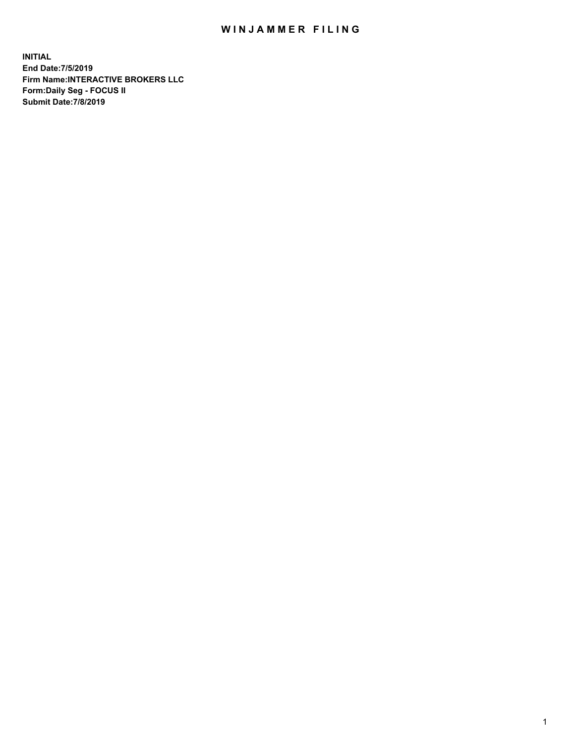# WINJAMMER FILING

**INITIAL**
**End Date:7/5/2019**
**Firm Name:INTERACTIVE BROKERS LLC**
**Form:Daily Seg - FOCUS II**
**Submit Date:7/8/2019**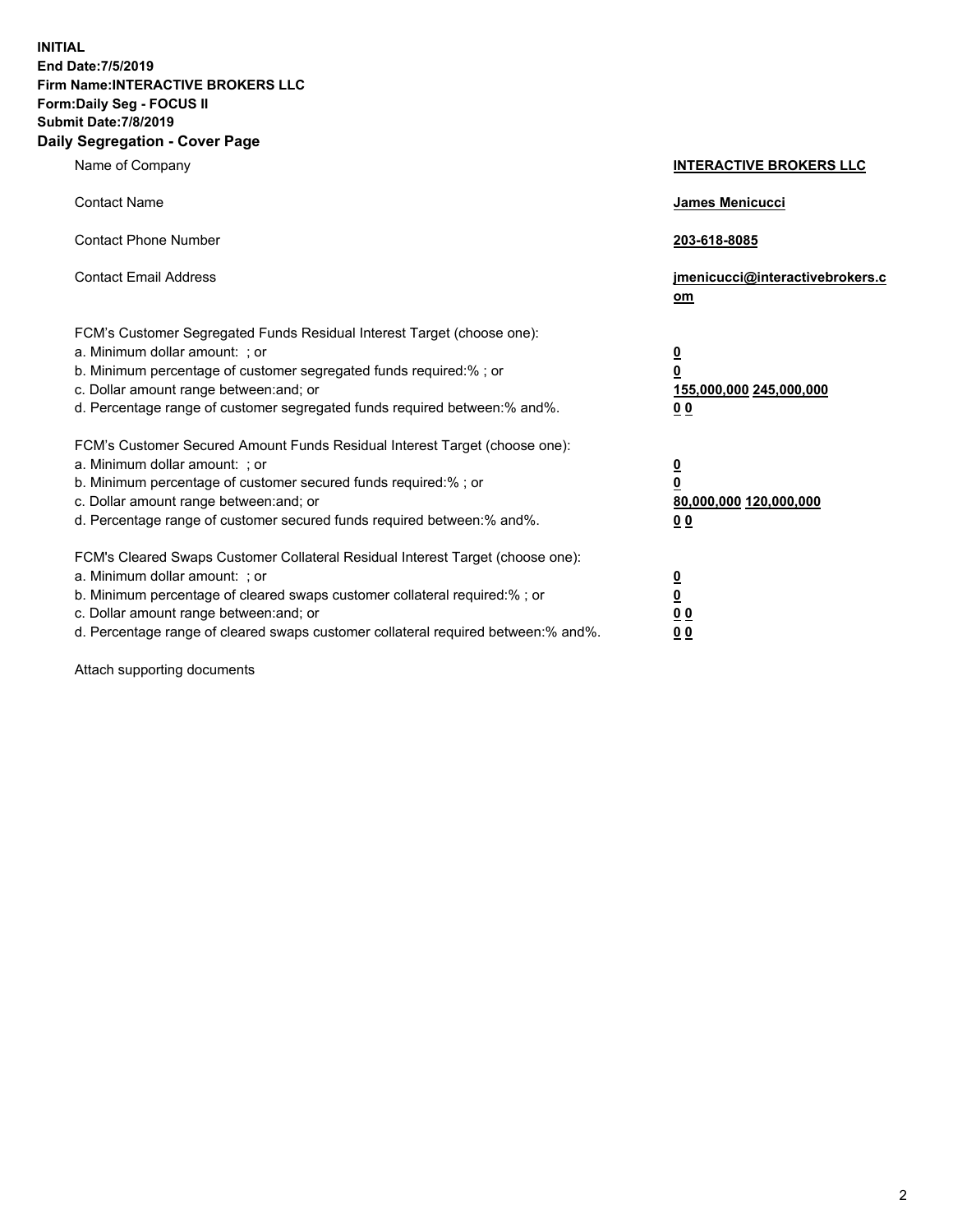**INITIAL**
**End Date:7/5/2019**
**Firm Name:INTERACTIVE BROKERS LLC**
**Form:Daily Seg - FOCUS II**
**Submit Date:7/8/2019**

## Daily Segregation - Cover Page

| | |
|---|---|
| Name of Company | **INTERACTIVE BROKERS LLC** |
| Contact Name | **James Menicucci** |
| Contact Phone Number | **203-618-8085** |
| Contact Email Address | **jmenicucci@interactivebrokers.com** |

FCM's Customer Segregated Funds Residual Interest Target (choose one):

| | |
|---|---|
| a. Minimum dollar amount: ; or | **0** |
| b. Minimum percentage of customer segregated funds required:% ; or | **0** |
| c. Dollar amount range between:and; or | **155,000,000 245,000,000** |
| d. Percentage range of customer segregated funds required between:% and%. | **0 0** |

FCM's Customer Secured Amount Funds Residual Interest Target (choose one):

| | |
|---|---|
| a. Minimum dollar amount: ; or | **0** |
| b. Minimum percentage of customer secured funds required:% ; or | **0** |
| c. Dollar amount range between:and; or | **80,000,000 120,000,000** |
| d. Percentage range of customer secured funds required between:% and%. | **0 0** |

FCM's Cleared Swaps Customer Collateral Residual Interest Target (choose one):

| | |
|---|---|
| a. Minimum dollar amount: ; or | **0** |
| b. Minimum percentage of cleared swaps customer collateral required:% ; or | **0** |
| c. Dollar amount range between:and; or | **0 0** |
| d. Percentage range of cleared swaps customer collateral required between:% and%. | **0 0** |

Attach supporting documents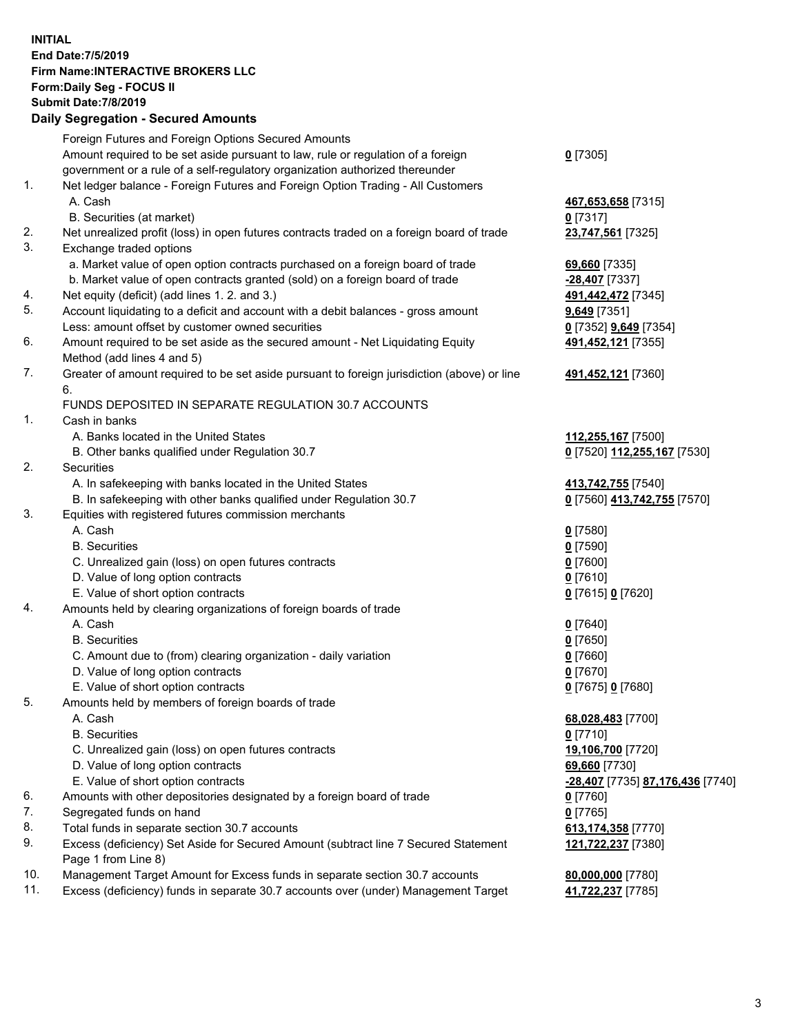**INITIAL**
**End Date:7/5/2019**
**Firm Name:INTERACTIVE BROKERS LLC**
**Form:Daily Seg - FOCUS II**
**Submit Date:7/8/2019**

## Daily Segregation - Secured Amounts

| | | |
|---|---|---|
| | Foreign Futures and Foreign Options Secured Amounts | |
| | Amount required to be set aside pursuant to law, rule or regulation of a foreign government or a rule of a self-regulatory organization authorized thereunder | **0** [7305] |
| 1. | Net ledger balance - Foreign Futures and Foreign Option Trading - All Customers | |
| | A. Cash | **467,653,658** [7315] |
| | B. Securities (at market) | **0** [7317] |
| 2. | Net unrealized profit (loss) in open futures contracts traded on a foreign board of trade | **23,747,561** [7325] |
| 3. | Exchange traded options | |
| | a. Market value of open option contracts purchased on a foreign board of trade | **69,660** [7335] |
| | b. Market value of open contracts granted (sold) on a foreign board of trade | **-28,407** [7337] |
| 4. | Net equity (deficit) (add lines 1. 2. and 3.) | **491,442,472** [7345] |
| 5. | Account liquidating to a deficit and account with a debit balances - gross amount | **9,649** [7351] |
| | Less: amount offset by customer owned securities | **0** [7352] **9,649** [7354] |
| 6. | Amount required to be set aside as the secured amount - Net Liquidating Equity Method (add lines 4 and 5) | **491,452,121** [7355] |
| 7. | Greater of amount required to be set aside pursuant to foreign jurisdiction (above) or line 6. | **491,452,121** [7360] |
| | FUNDS DEPOSITED IN SEPARATE REGULATION 30.7 ACCOUNTS | |
| 1. | Cash in banks | |
| | A. Banks located in the United States | **112,255,167** [7500] |
| | B. Other banks qualified under Regulation 30.7 | **0** [7520] **112,255,167** [7530] |
| 2. | Securities | |
| | A. In safekeeping with banks located in the United States | **413,742,755** [7540] |
| | B. In safekeeping with other banks qualified under Regulation 30.7 | **0** [7560] **413,742,755** [7570] |
| 3. | Equities with registered futures commission merchants | |
| | A. Cash | **0** [7580] |
| | B. Securities | **0** [7590] |
| | C. Unrealized gain (loss) on open futures contracts | **0** [7600] |
| | D. Value of long option contracts | **0** [7610] |
| | E. Value of short option contracts | **0** [7615] **0** [7620] |
| 4. | Amounts held by clearing organizations of foreign boards of trade | |
| | A. Cash | **0** [7640] |
| | B. Securities | **0** [7650] |
| | C. Amount due to (from) clearing organization - daily variation | **0** [7660] |
| | D. Value of long option contracts | **0** [7670] |
| | E. Value of short option contracts | **0** [7675] **0** [7680] |
| 5. | Amounts held by members of foreign boards of trade | |
| | A. Cash | **68,028,483** [7700] |
| | B. Securities | **0** [7710] |
| | C. Unrealized gain (loss) on open futures contracts | **19,106,700** [7720] |
| | D. Value of long option contracts | **69,660** [7730] |
| | E. Value of short option contracts | **-28,407** [7735] **87,176,436** [7740] |
| 6. | Amounts with other depositories designated by a foreign board of trade | **0** [7760] |
| 7. | Segregated funds on hand | **0** [7765] |
| 8. | Total funds in separate section 30.7 accounts | **613,174,358** [7770] |
| 9. | Excess (deficiency) Set Aside for Secured Amount (subtract line 7 Secured Statement Page 1 from Line 8) | **121,722,237** [7380] |
| 10. | Management Target Amount for Excess funds in separate section 30.7 accounts | **80,000,000** [7780] |
| 11. | Excess (deficiency) funds in separate 30.7 accounts over (under) Management Target | **41,722,237** [7785] |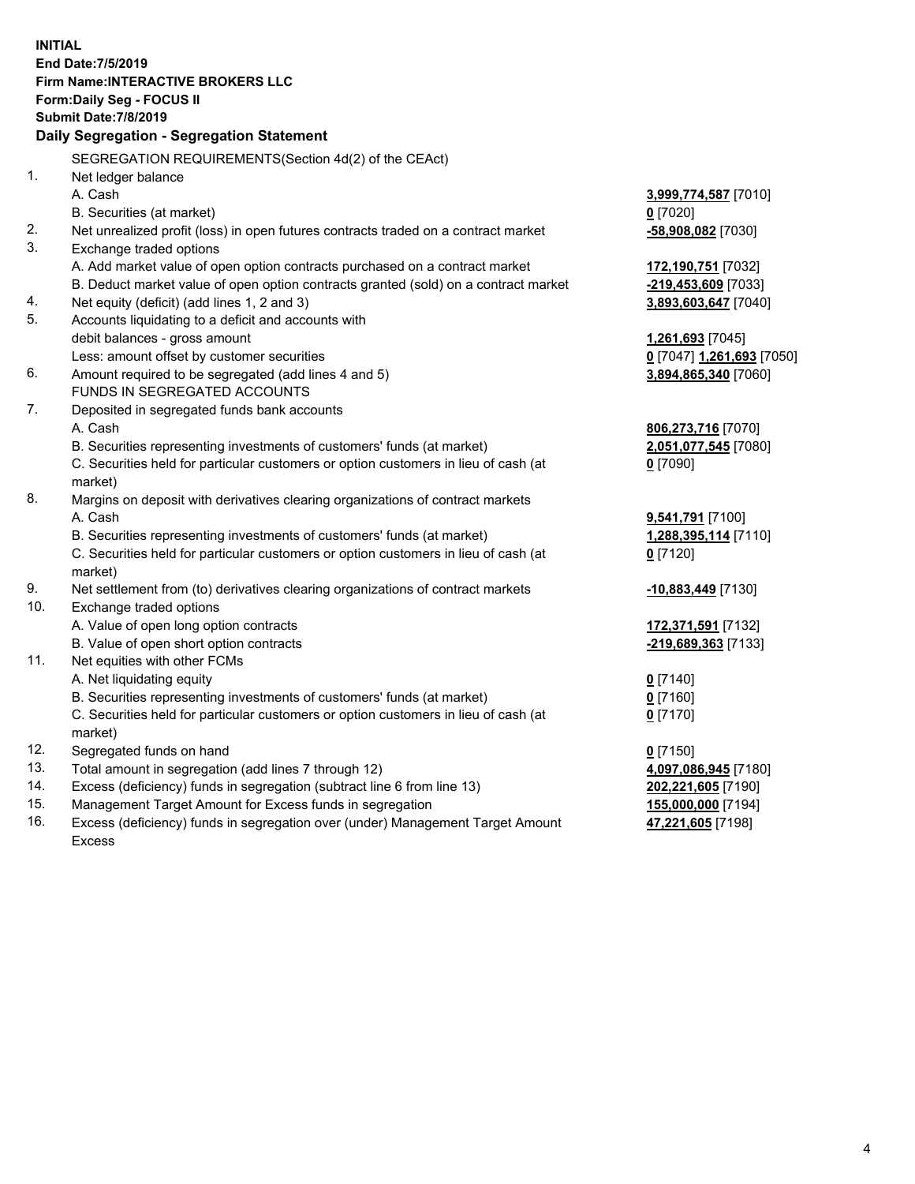**INITIAL**
**End Date:7/5/2019**
**Firm Name:INTERACTIVE BROKERS LLC**
**Form:Daily Seg - FOCUS II**
**Submit Date:7/8/2019**

**Daily Segregation - Segregation Statement**

SEGREGATION REQUIREMENTS(Section 4d(2) of the CEAct)

| | | |
|---|---|---|
| 1. | Net ledger balance | |
| | A. Cash | **3,999,774,587** [7010] |
| | B. Securities (at market) | **0** [7020] |
| 2. | Net unrealized profit (loss) in open futures contracts traded on a contract market | **-58,908,082** [7030] |
| 3. | Exchange traded options | |
| | A. Add market value of open option contracts purchased on a contract market | **172,190,751** [7032] |
| | B. Deduct market value of open option contracts granted (sold) on a contract market | **-219,453,609** [7033] |
| 4. | Net equity (deficit) (add lines 1, 2 and 3) | **3,893,603,647** [7040] |
| 5. | Accounts liquidating to a deficit and accounts with | |
| | debit balances - gross amount | **1,261,693** [7045] |
| | Less: amount offset by customer securities | **0** [7047] **1,261,693** [7050] |
| 6. | Amount required to be segregated (add lines 4 and 5) | **3,894,865,340** [7060] |
| | FUNDS IN SEGREGATED ACCOUNTS | |
| 7. | Deposited in segregated funds bank accounts | |
| | A. Cash | **806,273,716** [7070] |
| | B. Securities representing investments of customers' funds (at market) | **2,051,077,545** [7080] |
| | C. Securities held for particular customers or option customers in lieu of cash (at market) | **0** [7090] |
| 8. | Margins on deposit with derivatives clearing organizations of contract markets | |
| | A. Cash | **9,541,791** [7100] |
| | B. Securities representing investments of customers' funds (at market) | **1,288,395,114** [7110] |
| | C. Securities held for particular customers or option customers in lieu of cash (at market) | **0** [7120] |
| 9. | Net settlement from (to) derivatives clearing organizations of contract markets | **-10,883,449** [7130] |
| 10. | Exchange traded options | |
| | A. Value of open long option contracts | **172,371,591** [7132] |
| | B. Value of open short option contracts | **-219,689,363** [7133] |
| 11. | Net equities with other FCMs | |
| | A. Net liquidating equity | **0** [7140] |
| | B. Securities representing investments of customers' funds (at market) | **0** [7160] |
| | C. Securities held for particular customers or option customers in lieu of cash (at market) | **0** [7170] |
| 12. | Segregated funds on hand | **0** [7150] |
| 13. | Total amount in segregation (add lines 7 through 12) | **4,097,086,945** [7180] |
| 14. | Excess (deficiency) funds in segregation (subtract line 6 from line 13) | **202,221,605** [7190] |
| 15. | Management Target Amount for Excess funds in segregation | **155,000,000** [7194] |
| 16. | Excess (deficiency) funds in segregation over (under) Management Target Amount Excess | **47,221,605** [7198] |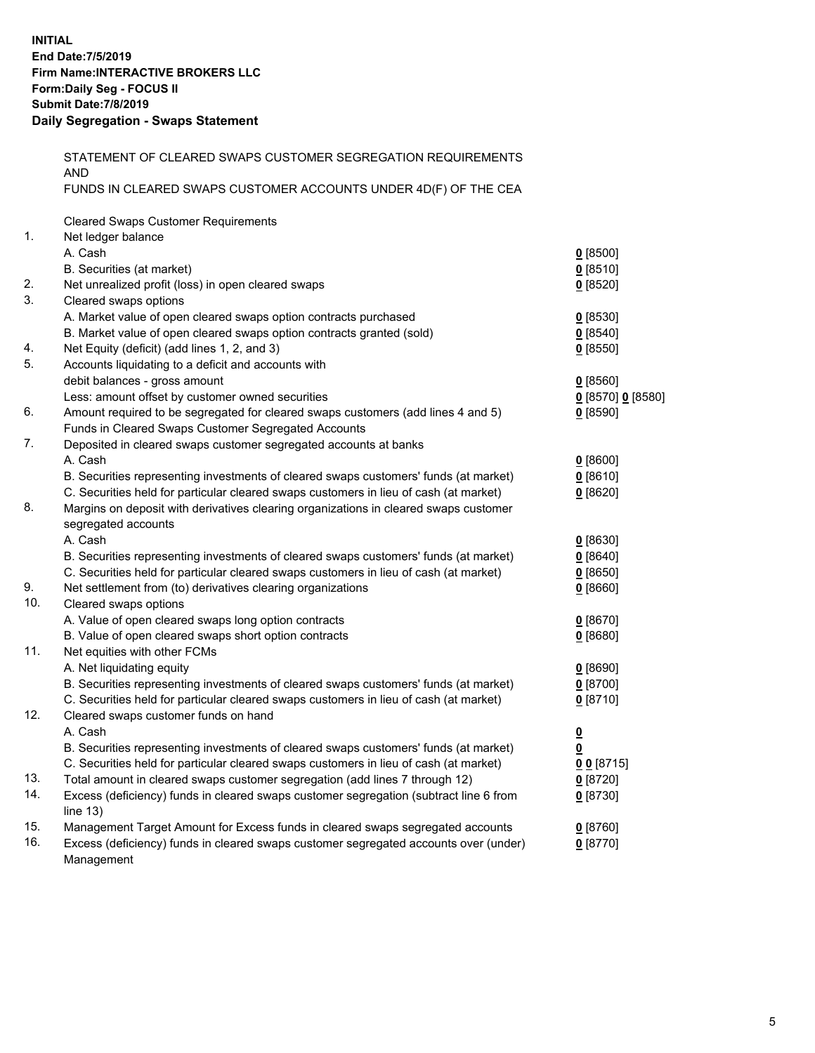**INITIAL**
**End Date:7/5/2019**
**Firm Name:INTERACTIVE BROKERS LLC**
**Form:Daily Seg - FOCUS II**
**Submit Date:7/8/2019**
**Daily Segregation - Swaps Statement**

STATEMENT OF CLEARED SWAPS CUSTOMER SEGREGATION REQUIREMENTS AND FUNDS IN CLEARED SWAPS CUSTOMER ACCOUNTS UNDER 4D(F) OF THE CEA

| | | |
|---|---|---|
| | Cleared Swaps Customer Requirements | |
| 1. | Net ledger balance | |
| | A. Cash | 0 [8500] |
| | B. Securities (at market) | 0 [8510] |
| 2. | Net unrealized profit (loss) in open cleared swaps | 0 [8520] |
| 3. | Cleared swaps options | |
| | A. Market value of open cleared swaps option contracts purchased | 0 [8530] |
| | B. Market value of open cleared swaps option contracts granted (sold) | 0 [8540] |
| 4. | Net Equity (deficit) (add lines 1, 2, and 3) | 0 [8550] |
| 5. | Accounts liquidating to a deficit and accounts with | |
| | debit balances - gross amount | 0 [8560] |
| | Less: amount offset by customer owned securities | 0 [8570] 0 [8580] |
| 6. | Amount required to be segregated for cleared swaps customers (add lines 4 and 5) | 0 [8590] |
| | Funds in Cleared Swaps Customer Segregated Accounts | |
| 7. | Deposited in cleared swaps customer segregated accounts at banks | |
| | A. Cash | 0 [8600] |
| | B. Securities representing investments of cleared swaps customers' funds (at market) | 0 [8610] |
| | C. Securities held for particular cleared swaps customers in lieu of cash (at market) | 0 [8620] |
| 8. | Margins on deposit with derivatives clearing organizations in cleared swaps customer segregated accounts | |
| | A. Cash | 0 [8630] |
| | B. Securities representing investments of cleared swaps customers' funds (at market) | 0 [8640] |
| | C. Securities held for particular cleared swaps customers in lieu of cash (at market) | 0 [8650] |
| 9. | Net settlement from (to) derivatives clearing organizations | 0 [8660] |
| 10. | Cleared swaps options | |
| | A. Value of open cleared swaps long option contracts | 0 [8670] |
| | B. Value of open cleared swaps short option contracts | 0 [8680] |
| 11. | Net equities with other FCMs | |
| | A. Net liquidating equity | 0 [8690] |
| | B. Securities representing investments of cleared swaps customers' funds (at market) | 0 [8700] |
| | C. Securities held for particular cleared swaps customers in lieu of cash (at market) | 0 [8710] |
| 12. | Cleared swaps customer funds on hand | |
| | A. Cash | 0 |
| | B. Securities representing investments of cleared swaps customers' funds (at market) | 0 |
| | C. Securities held for particular cleared swaps customers in lieu of cash (at market) | 0 0 [8715] |
| 13. | Total amount in cleared swaps customer segregation (add lines 7 through 12) | 0 [8720] |
| 14. | Excess (deficiency) funds in cleared swaps customer segregation (subtract line 6 from line 13) | 0 [8730] |
| 15. | Management Target Amount for Excess funds in cleared swaps segregated accounts | 0 [8760] |
| 16. | Excess (deficiency) funds in cleared swaps customer segregated accounts over (under) Management | 0 [8770] |